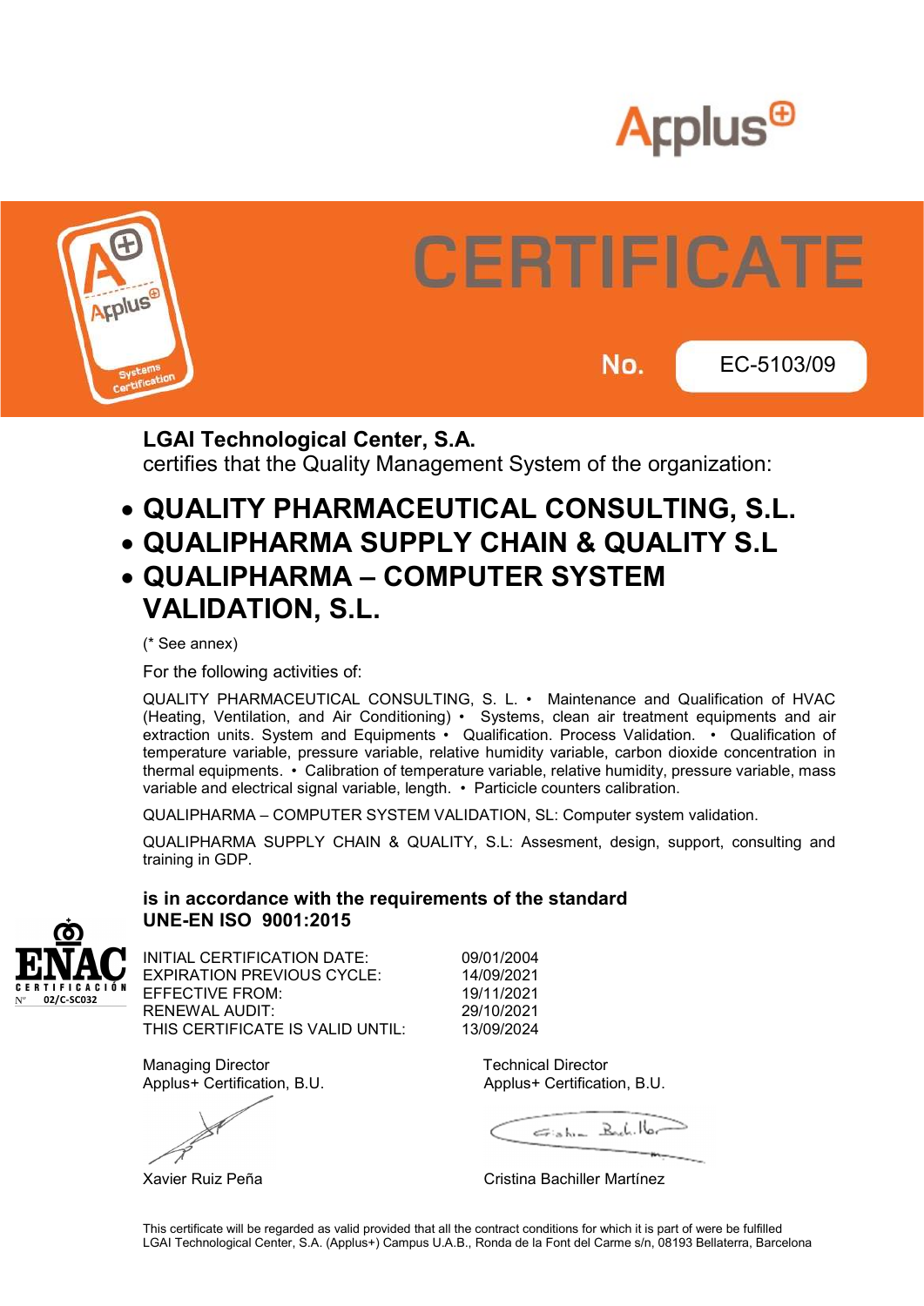Applus+

# CERTIFICATE

**No.** EC-5103/09

**LGAI Technological Center, S.A.**
certifies that the Quality Management System of the organization:

- **QUALITY PHARMACEUTICAL CONSULTING, S.L.**
- **QUALIPHARMA SUPPLY CHAIN & QUALITY S.L**
- **QUALIPHARMA – COMPUTER SYSTEM VALIDATION, S.L.**

(* See annex)

For the following activities of:

QUALITY PHARMACEUTICAL CONSULTING, S. L. • Maintenance and Qualification of HVAC (Heating, Ventilation, and Air Conditioning) • Systems, clean air treatment equipments and air extraction units. System and Equipments • Qualification. Process Validation. • Qualification of temperature variable, pressure variable, relative humidity variable, carbon dioxide concentration in thermal equipments. • Calibration of temperature variable, relative humidity, pressure variable, mass variable and electrical signal variable, length. • Particicle counters calibration.

QUALIPHARMA – COMPUTER SYSTEM VALIDATION, SL: Computer system validation.

QUALIPHARMA SUPPLY CHAIN & QUALITY, S.L: Assesment, design, support, consulting and training in GDP.

**is in accordance with the requirements of the standard**
**UNE-EN ISO 9001:2015**

ENAC CERTIFICACIÓN Nº 02/C-SC032

| | |
|---|---|
| INITIAL CERTIFICATION DATE: | 09/01/2004 |
| EXPIRATION PREVIOUS CYCLE: | 14/09/2021 |
| EFFECTIVE FROM: | 19/11/2021 |
| RENEWAL AUDIT: | 29/10/2021 |
| THIS CERTIFICATE IS VALID UNTIL: | 13/09/2024 |

Managing Director
Applus+ Certification, B.U.

Xavier Ruiz Peña

Technical Director
Applus+ Certification, B.U.

Cristina Bachiller Martínez

This certificate will be regarded as valid provided that all the contract conditions for which it is part of were be fulfilled
LGAI Technological Center, S.A. (Applus+) Campus U.A.B., Ronda de la Font del Carme s/n, 08193 Bellaterra, Barcelona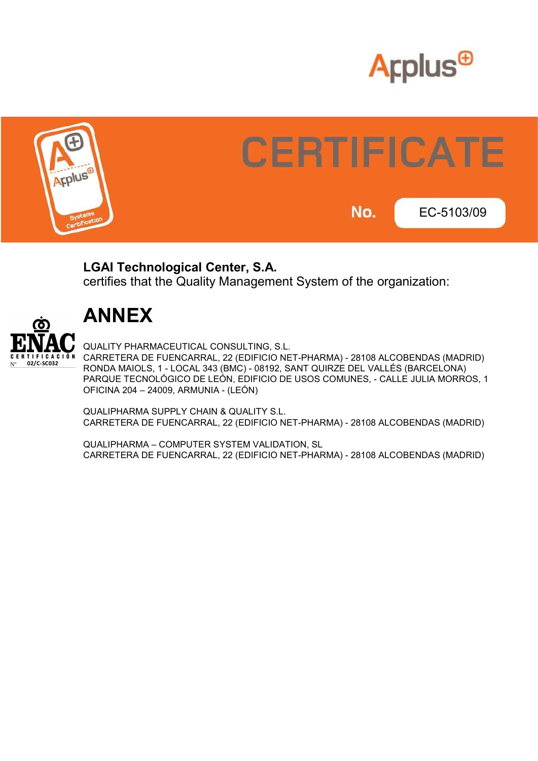# CERTIFICATE

**No.** EC-5103/09

**LGAI Technological Center, S.A.**
certifies that the Quality Management System of the organization:

ENAC CERTIFICACIÓN Nº 02/C-SC032

## ANNEX

QUALITY PHARMACEUTICAL CONSULTING, S.L.
CARRETERA DE FUENCARRAL, 22 (EDIFICIO NET-PHARMA) - 28108 ALCOBENDAS (MADRID)
RONDA MAIOLS, 1 - LOCAL 343 (BMC) - 08192, SANT QUIRZE DEL VALLÉS (BARCELONA)
PARQUE TECNOLÓGICO DE LEÓN, EDIFICIO DE USOS COMUNES, - CALLE JULIA MORROS, 1
OFICINA 204 – 24009, ARMUNIA - (LEÓN)

QUALIPHARMA SUPPLY CHAIN & QUALITY S.L.
CARRETERA DE FUENCARRAL, 22 (EDIFICIO NET-PHARMA) - 28108 ALCOBENDAS (MADRID)

QUALIPHARMA – COMPUTER SYSTEM VALIDATION, SL
CARRETERA DE FUENCARRAL, 22 (EDIFICIO NET-PHARMA) - 28108 ALCOBENDAS (MADRID)